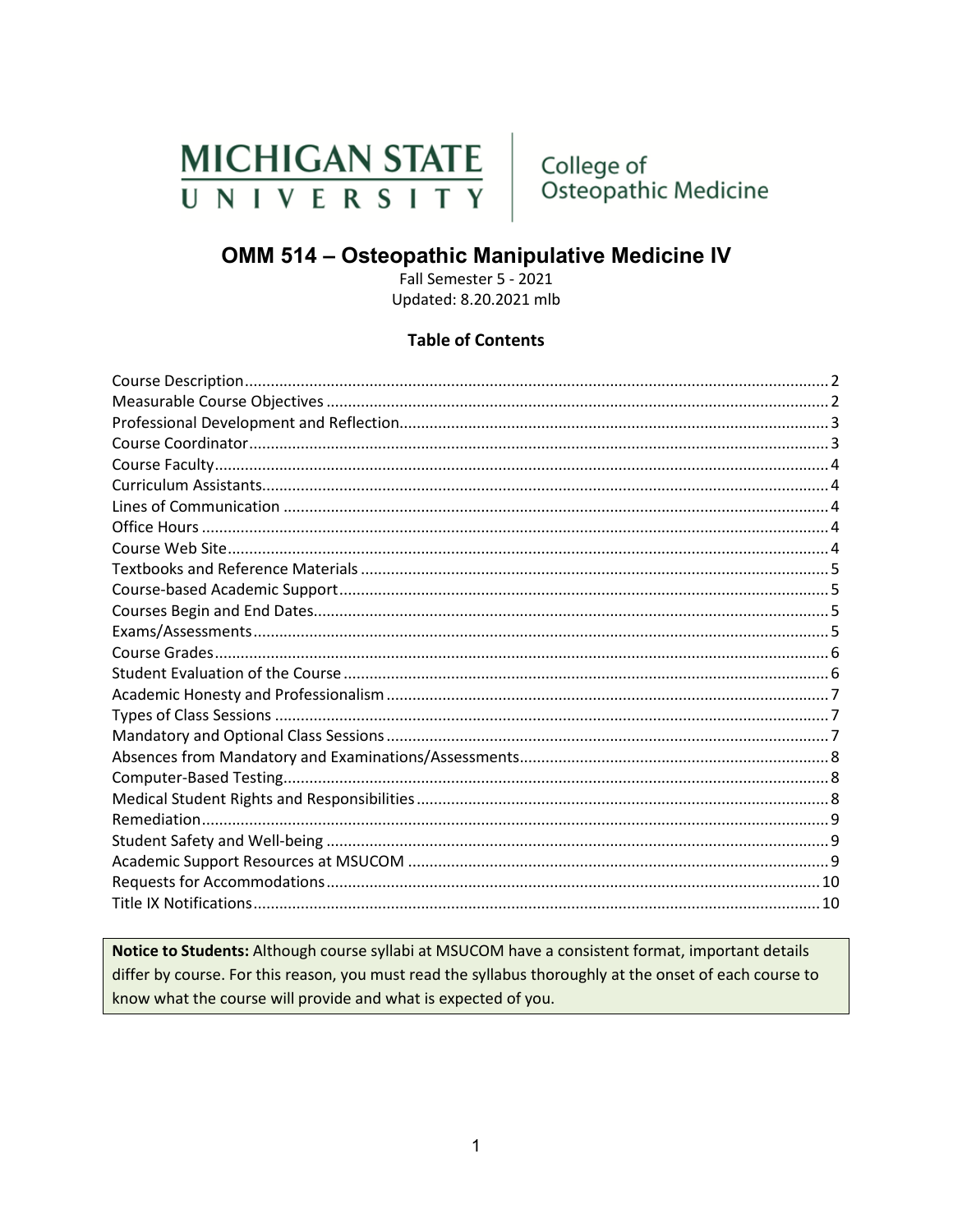MICHIGAN STATE UNIVERSITY | College of Osteopathic Medicine

# OMM 514 – Osteopathic Manipulative Medicine IV

Fall Semester 5 - 2021

Updated: 8.20.2021 mlb

## Table of Contents

- Course Description ............ 2
- Measurable Course Objectives ............ 2
- Professional Development and Reflection ............ 3
- Course Coordinator ............ 3
- Course Faculty ............ 4
- Curriculum Assistants ............ 4
- Lines of Communication ............ 4
- Office Hours ............ 4
- Course Web Site ............ 4
- Textbooks and Reference Materials ............ 5
- Course-based Academic Support ............ 5
- Courses Begin and End Dates ............ 5
- Exams/Assessments ............ 5
- Course Grades ............ 6
- Student Evaluation of the Course ............ 6
- Academic Honesty and Professionalism ............ 7
- Types of Class Sessions ............ 7
- Mandatory and Optional Class Sessions ............ 7
- Absences from Mandatory and Examinations/Assessments ............ 8
- Computer-Based Testing ............ 8
- Medical Student Rights and Responsibilities ............ 8
- Remediation ............ 9
- Student Safety and Well-being ............ 9
- Academic Support Resources at MSUCOM ............ 9
- Requests for Accommodations ............ 10
- Title IX Notifications ............ 10

**Notice to Students:** Although course syllabi at MSUCOM have a consistent format, important details differ by course. For this reason, you must read the syllabus thoroughly at the onset of each course to know what the course will provide and what is expected of you.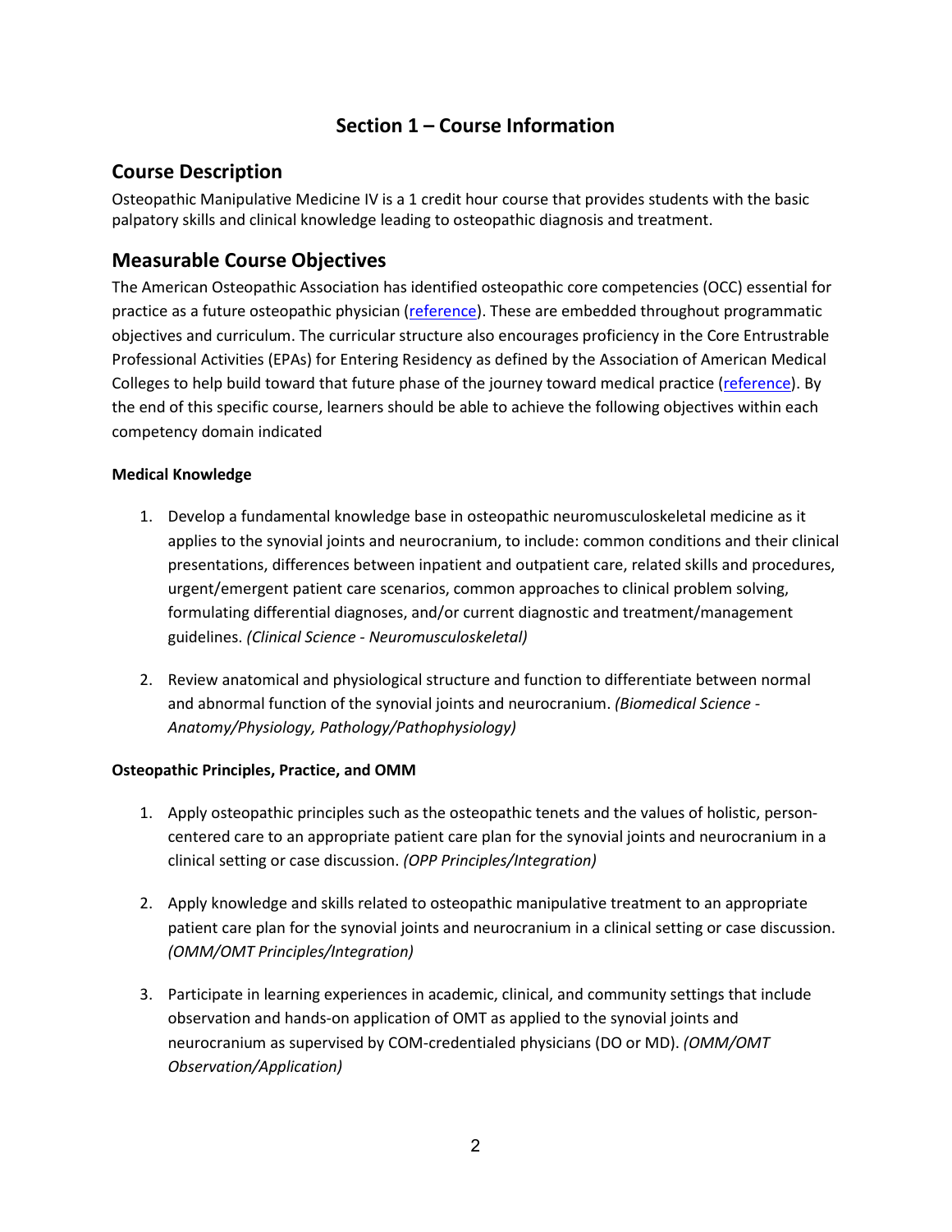# Section 1 – Course Information

## Course Description

Osteopathic Manipulative Medicine IV is a 1 credit hour course that provides students with the basic palpatory skills and clinical knowledge leading to osteopathic diagnosis and treatment.

## Measurable Course Objectives

The American Osteopathic Association has identified osteopathic core competencies (OCC) essential for practice as a future osteopathic physician (reference). These are embedded throughout programmatic objectives and curriculum. The curricular structure also encourages proficiency in the Core Entrustable Professional Activities (EPAs) for Entering Residency as defined by the Association of American Medical Colleges to help build toward that future phase of the journey toward medical practice (reference). By the end of this specific course, learners should be able to achieve the following objectives within each competency domain indicated

**Medical Knowledge**

1. Develop a fundamental knowledge base in osteopathic neuromusculoskeletal medicine as it applies to the synovial joints and neurocranium, to include: common conditions and their clinical presentations, differences between inpatient and outpatient care, related skills and procedures, urgent/emergent patient care scenarios, common approaches to clinical problem solving, formulating differential diagnoses, and/or current diagnostic and treatment/management guidelines. *(Clinical Science - Neuromusculoskeletal)*

2. Review anatomical and physiological structure and function to differentiate between normal and abnormal function of the synovial joints and neurocranium. *(Biomedical Science - Anatomy/Physiology, Pathology/Pathophysiology)*

**Osteopathic Principles, Practice, and OMM**

1. Apply osteopathic principles such as the osteopathic tenets and the values of holistic, person-centered care to an appropriate patient care plan for the synovial joints and neurocranium in a clinical setting or case discussion. *(OPP Principles/Integration)*

2. Apply knowledge and skills related to osteopathic manipulative treatment to an appropriate patient care plan for the synovial joints and neurocranium in a clinical setting or case discussion. *(OMM/OMT Principles/Integration)*

3. Participate in learning experiences in academic, clinical, and community settings that include observation and hands-on application of OMT as applied to the synovial joints and neurocranium as supervised by COM-credentialed physicians (DO or MD). *(OMM/OMT Observation/Application)*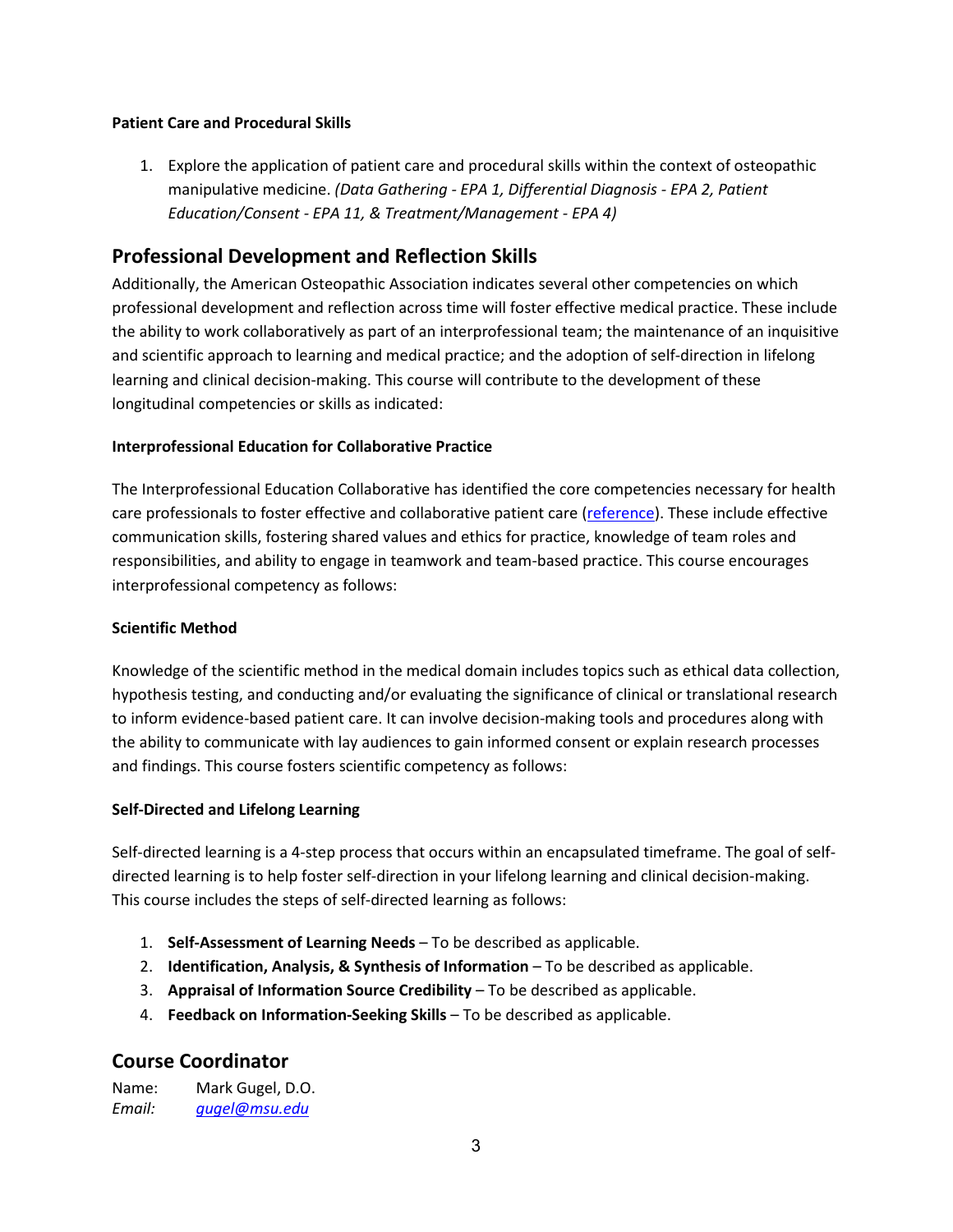### Patient Care and Procedural Skills

1. Explore the application of patient care and procedural skills within the context of osteopathic manipulative medicine. *(Data Gathering - EPA 1, Differential Diagnosis - EPA 2, Patient Education/Consent - EPA 11, & Treatment/Management - EPA 4)*

## Professional Development and Reflection Skills

Additionally, the American Osteopathic Association indicates several other competencies on which professional development and reflection across time will foster effective medical practice. These include the ability to work collaboratively as part of an interprofessional team; the maintenance of an inquisitive and scientific approach to learning and medical practice; and the adoption of self-direction in lifelong learning and clinical decision-making. This course will contribute to the development of these longitudinal competencies or skills as indicated:

### Interprofessional Education for Collaborative Practice

The Interprofessional Education Collaborative has identified the core competencies necessary for health care professionals to foster effective and collaborative patient care (reference). These include effective communication skills, fostering shared values and ethics for practice, knowledge of team roles and responsibilities, and ability to engage in teamwork and team-based practice. This course encourages interprofessional competency as follows:

### Scientific Method

Knowledge of the scientific method in the medical domain includes topics such as ethical data collection, hypothesis testing, and conducting and/or evaluating the significance of clinical or translational research to inform evidence-based patient care. It can involve decision-making tools and procedures along with the ability to communicate with lay audiences to gain informed consent or explain research processes and findings. This course fosters scientific competency as follows:

### Self-Directed and Lifelong Learning

Self-directed learning is a 4-step process that occurs within an encapsulated timeframe. The goal of self-directed learning is to help foster self-direction in your lifelong learning and clinical decision-making. This course includes the steps of self-directed learning as follows:

1. **Self-Assessment of Learning Needs** – To be described as applicable.
2. **Identification, Analysis, & Synthesis of Information** – To be described as applicable.
3. **Appraisal of Information Source Credibility** – To be described as applicable.
4. **Feedback on Information-Seeking Skills** – To be described as applicable.

## Course Coordinator

Name: Mark Gugel, D.O.
*Email:* gugel@msu.edu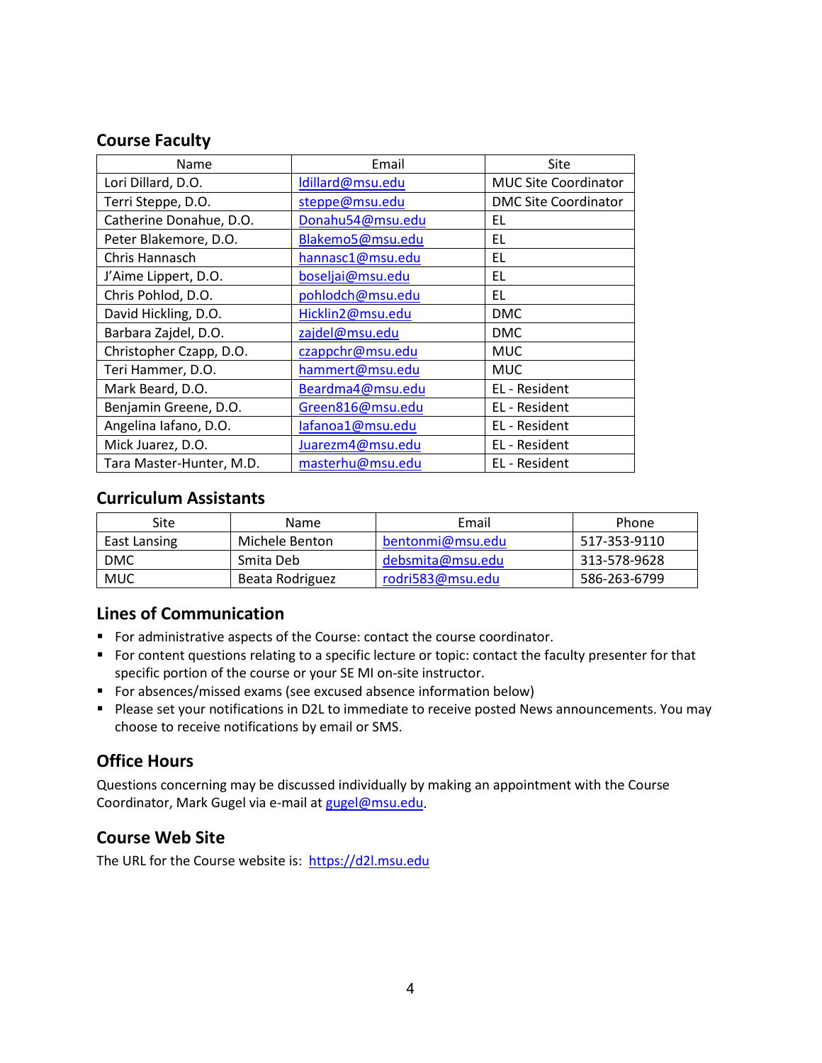## Course Faculty

| Name | Email | Site |
|---|---|---|
| Lori Dillard, D.O. | ldillard@msu.edu | MUC Site Coordinator |
| Terri Steppe, D.O. | steppe@msu.edu | DMC Site Coordinator |
| Catherine Donahue, D.O. | Donahu54@msu.edu | EL |
| Peter Blakemore, D.O. | Blakemo5@msu.edu | EL |
| Chris Hannasch | hannasc1@msu.edu | EL |
| J'Aime Lippert, D.O. | boseljai@msu.edu | EL |
| Chris Pohlod, D.O. | pohlodch@msu.edu | EL |
| David Hickling, D.O. | Hicklin2@msu.edu | DMC |
| Barbara Zajdel, D.O. | zajdel@msu.edu | DMC |
| Christopher Czapp, D.O. | czappchr@msu.edu | MUC |
| Teri Hammer, D.O. | hammert@msu.edu | MUC |
| Mark Beard, D.O. | Beardma4@msu.edu | EL - Resident |
| Benjamin Greene, D.O. | Green816@msu.edu | EL - Resident |
| Angelina Iafano, D.O. | Iafanoa1@msu.edu | EL - Resident |
| Mick Juarez, D.O. | Juarezm4@msu.edu | EL - Resident |
| Tara Master-Hunter, M.D. | masterhu@msu.edu | EL - Resident |

## Curriculum Assistants

| Site | Name | Email | Phone |
|---|---|---|---|
| East Lansing | Michele Benton | bentonmi@msu.edu | 517-353-9110 |
| DMC | Smita Deb | debsmita@msu.edu | 313-578-9628 |
| MUC | Beata Rodriguez | rodri583@msu.edu | 586-263-6799 |

## Lines of Communication

- For administrative aspects of the Course: contact the course coordinator.
- For content questions relating to a specific lecture or topic: contact the faculty presenter for that specific portion of the course or your SE MI on-site instructor.
- For absences/missed exams (see excused absence information below)
- Please set your notifications in D2L to immediate to receive posted News announcements. You may choose to receive notifications by email or SMS.

## Office Hours

Questions concerning may be discussed individually by making an appointment with the Course Coordinator, Mark Gugel via e-mail at gugel@msu.edu.

## Course Web Site

The URL for the Course website is: https://d2l.msu.edu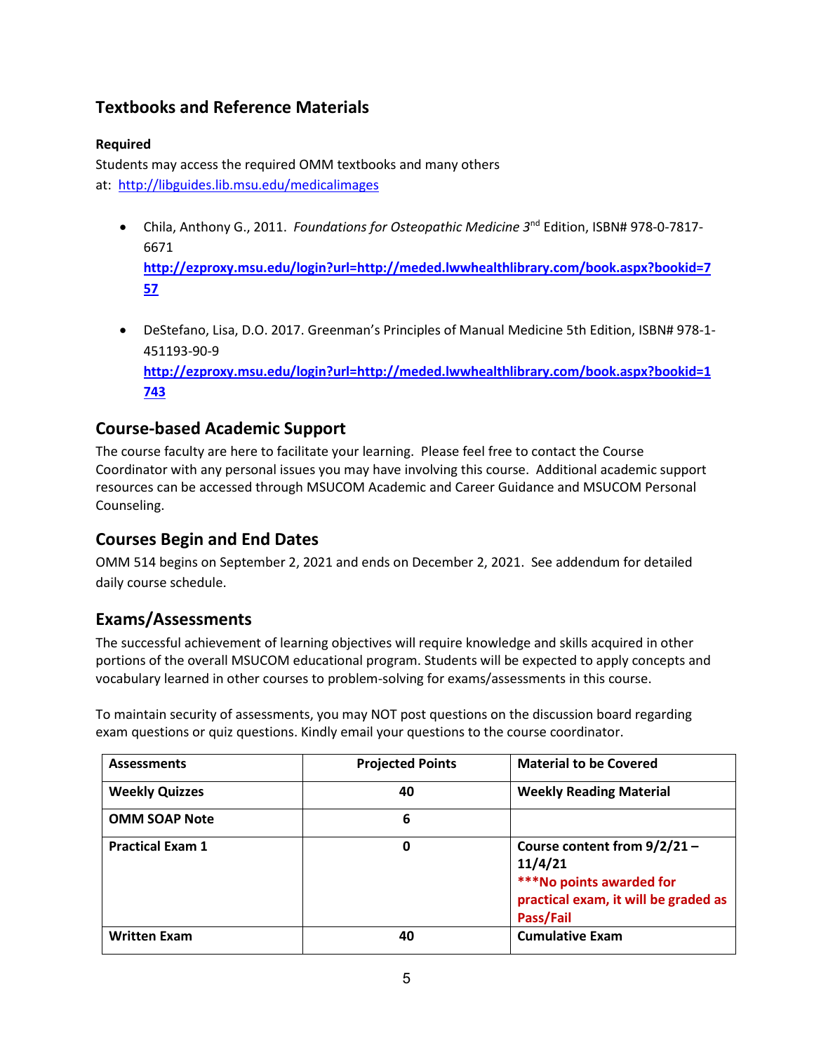## Textbooks and Reference Materials

**Required**

Students may access the required OMM textbooks and many others at: http://libguides.lib.msu.edu/medicalimages

- Chila, Anthony G., 2011. *Foundations for Osteopathic Medicine 3rd* Edition, ISBN# 978-0-7817-6671 **http://ezproxy.msu.edu/login?url=http://meded.lwwhealthlibrary.com/book.aspx?bookid=757**
- DeStefano, Lisa, D.O. 2017. Greenman's Principles of Manual Medicine 5th Edition, ISBN# 978-1-451193-90-9 **http://ezproxy.msu.edu/login?url=http://meded.lwwhealthlibrary.com/book.aspx?bookid=1743**

## Course-based Academic Support

The course faculty are here to facilitate your learning. Please feel free to contact the Course Coordinator with any personal issues you may have involving this course. Additional academic support resources can be accessed through MSUCOM Academic and Career Guidance and MSUCOM Personal Counseling.

## Courses Begin and End Dates

OMM 514 begins on September 2, 2021 and ends on December 2, 2021. See addendum for detailed daily course schedule.

## Exams/Assessments

The successful achievement of learning objectives will require knowledge and skills acquired in other portions of the overall MSUCOM educational program. Students will be expected to apply concepts and vocabulary learned in other courses to problem-solving for exams/assessments in this course.

To maintain security of assessments, you may NOT post questions on the discussion board regarding exam questions or quiz questions. Kindly email your questions to the course coordinator.

| Assessments | Projected Points | Material to be Covered |
|---|---|---|
| **Weekly Quizzes** | **40** | **Weekly Reading Material** |
| **OMM SOAP Note** | **6** | |
| **Practical Exam 1** | **0** | **Course content from 9/2/21 – 11/4/21** **\*\*\*No points awarded for practical exam, it will be graded as Pass/Fail** |
| **Written Exam** | **40** | **Cumulative Exam** |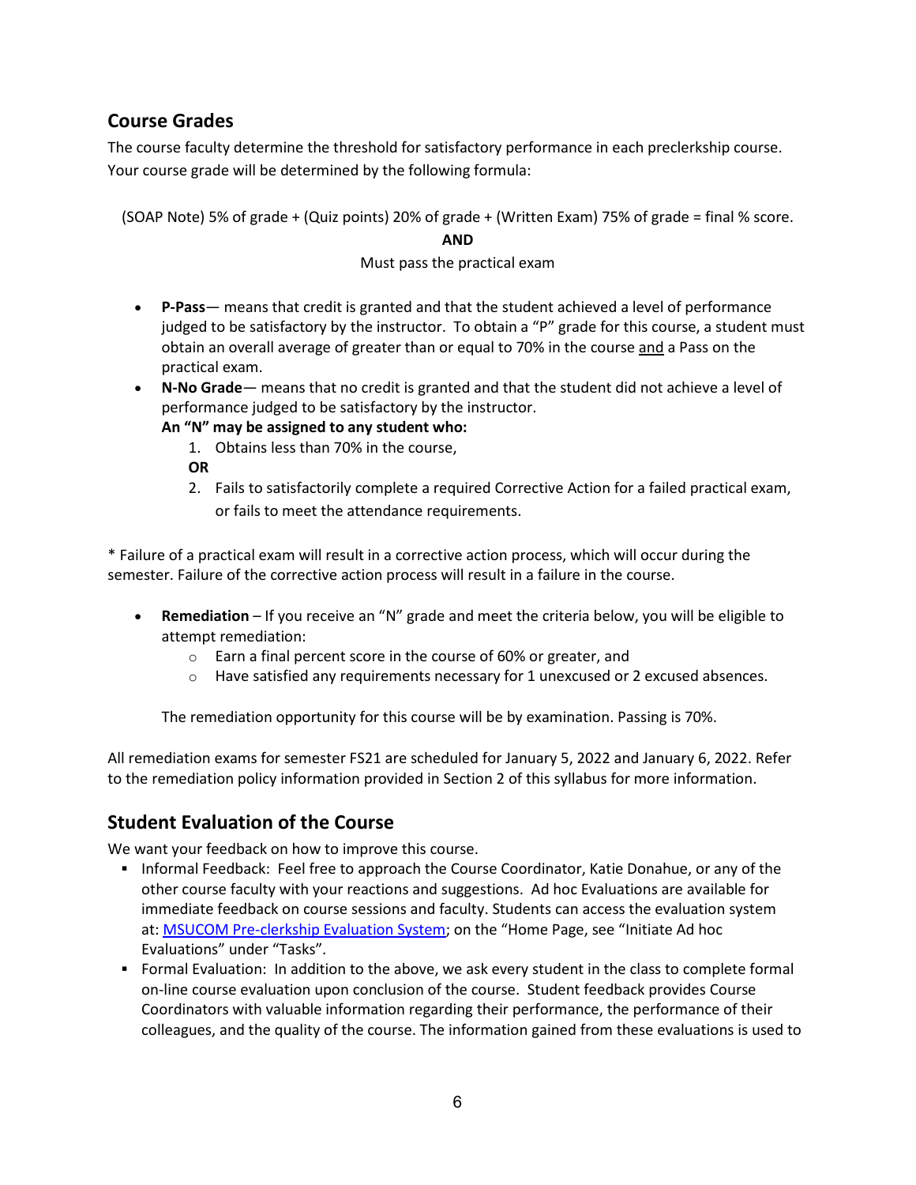## Course Grades

The course faculty determine the threshold for satisfactory performance in each preclerkship course. Your course grade will be determined by the following formula:

(SOAP Note) 5% of grade + (Quiz points) 20% of grade + (Written Exam) 75% of grade = final % score.

**AND**

Must pass the practical exam

- **P-Pass**— means that credit is granted and that the student achieved a level of performance judged to be satisfactory by the instructor. To obtain a "P" grade for this course, a student must obtain an overall average of greater than or equal to 70% in the course and a Pass on the practical exam.
- **N-No Grade**— means that no credit is granted and that the student did not achieve a level of performance judged to be satisfactory by the instructor.
  **An "N" may be assigned to any student who:**
  1. Obtains less than 70% in the course,
  **OR**
  2. Fails to satisfactorily complete a required Corrective Action for a failed practical exam, or fails to meet the attendance requirements.

* Failure of a practical exam will result in a corrective action process, which will occur during the semester. Failure of the corrective action process will result in a failure in the course.

- **Remediation** – If you receive an "N" grade and meet the criteria below, you will be eligible to attempt remediation:
  - Earn a final percent score in the course of 60% or greater, and
  - Have satisfied any requirements necessary for 1 unexcused or 2 excused absences.

  The remediation opportunity for this course will be by examination. Passing is 70%.

All remediation exams for semester FS21 are scheduled for January 5, 2022 and January 6, 2022. Refer to the remediation policy information provided in Section 2 of this syllabus for more information.

## Student Evaluation of the Course

We want your feedback on how to improve this course.

- Informal Feedback: Feel free to approach the Course Coordinator, Katie Donahue, or any of the other course faculty with your reactions and suggestions. Ad hoc Evaluations are available for immediate feedback on course sessions and faculty. Students can access the evaluation system at: MSUCOM Pre-clerkship Evaluation System; on the "Home Page, see "Initiate Ad hoc Evaluations" under "Tasks".
- Formal Evaluation: In addition to the above, we ask every student in the class to complete formal on-line course evaluation upon conclusion of the course. Student feedback provides Course Coordinators with valuable information regarding their performance, the performance of their colleagues, and the quality of the course. The information gained from these evaluations is used to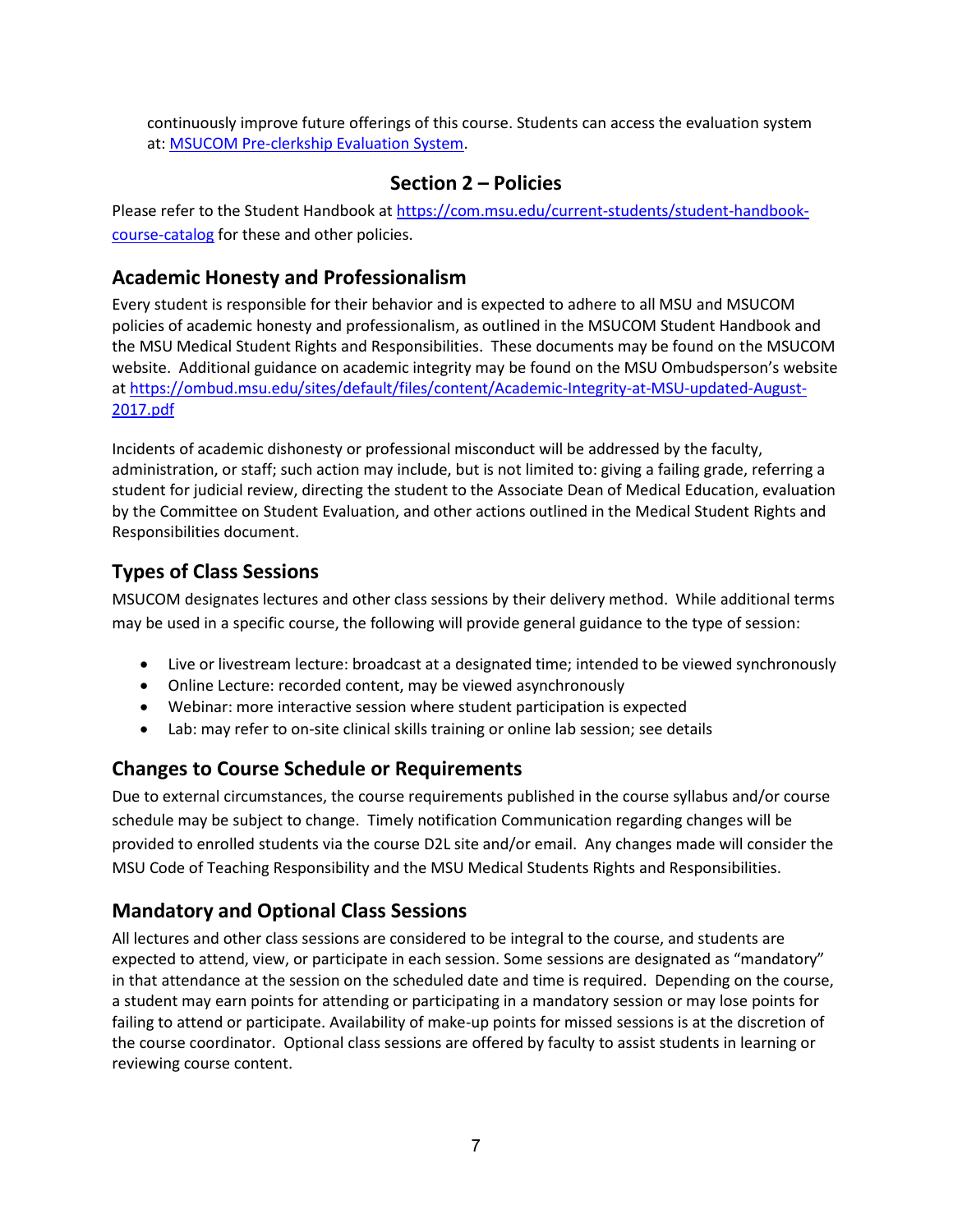continuously improve future offerings of this course. Students can access the evaluation system at: [MSUCOM Pre-clerkship Evaluation System](#).

# Section 2 – Policies

Please refer to the Student Handbook at https://com.msu.edu/current-students/student-handbook-course-catalog for these and other policies.

## Academic Honesty and Professionalism

Every student is responsible for their behavior and is expected to adhere to all MSU and MSUCOM policies of academic honesty and professionalism, as outlined in the MSUCOM Student Handbook and the MSU Medical Student Rights and Responsibilities. These documents may be found on the MSUCOM website. Additional guidance on academic integrity may be found on the MSU Ombudsperson's website at https://ombud.msu.edu/sites/default/files/content/Academic-Integrity-at-MSU-updated-August-2017.pdf

Incidents of academic dishonesty or professional misconduct will be addressed by the faculty, administration, or staff; such action may include, but is not limited to: giving a failing grade, referring a student for judicial review, directing the student to the Associate Dean of Medical Education, evaluation by the Committee on Student Evaluation, and other actions outlined in the Medical Student Rights and Responsibilities document.

## Types of Class Sessions

MSUCOM designates lectures and other class sessions by their delivery method. While additional terms may be used in a specific course, the following will provide general guidance to the type of session:

- Live or livestream lecture: broadcast at a designated time; intended to be viewed synchronously
- Online Lecture: recorded content, may be viewed asynchronously
- Webinar: more interactive session where student participation is expected
- Lab: may refer to on-site clinical skills training or online lab session; see details

## Changes to Course Schedule or Requirements

Due to external circumstances, the course requirements published in the course syllabus and/or course schedule may be subject to change. Timely notification Communication regarding changes will be provided to enrolled students via the course D2L site and/or email. Any changes made will consider the MSU Code of Teaching Responsibility and the MSU Medical Students Rights and Responsibilities.

## Mandatory and Optional Class Sessions

All lectures and other class sessions are considered to be integral to the course, and students are expected to attend, view, or participate in each session. Some sessions are designated as "mandatory" in that attendance at the session on the scheduled date and time is required. Depending on the course, a student may earn points for attending or participating in a mandatory session or may lose points for failing to attend or participate. Availability of make-up points for missed sessions is at the discretion of the course coordinator. Optional class sessions are offered by faculty to assist students in learning or reviewing course content.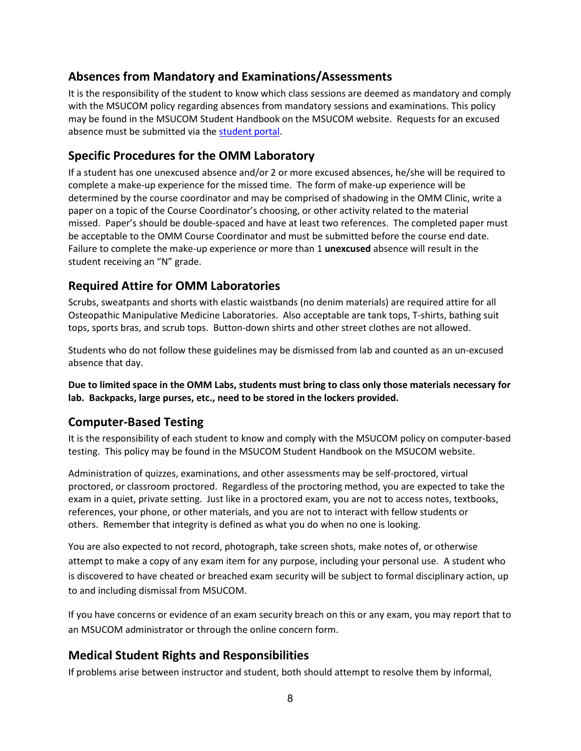## Absences from Mandatory and Examinations/Assessments

It is the responsibility of the student to know which class sessions are deemed as mandatory and comply with the MSUCOM policy regarding absences from mandatory sessions and examinations. This policy may be found in the MSUCOM Student Handbook on the MSUCOM website. Requests for an excused absence must be submitted via the student portal.

## Specific Procedures for the OMM Laboratory

If a student has one unexcused absence and/or 2 or more excused absences, he/she will be required to complete a make-up experience for the missed time. The form of make-up experience will be determined by the course coordinator and may be comprised of shadowing in the OMM Clinic, write a paper on a topic of the Course Coordinator's choosing, or other activity related to the material missed. Paper's should be double-spaced and have at least two references. The completed paper must be acceptable to the OMM Course Coordinator and must be submitted before the course end date. Failure to complete the make-up experience or more than 1 **unexcused** absence will result in the student receiving an "N" grade.

## Required Attire for OMM Laboratories

Scrubs, sweatpants and shorts with elastic waistbands (no denim materials) are required attire for all Osteopathic Manipulative Medicine Laboratories. Also acceptable are tank tops, T-shirts, bathing suit tops, sports bras, and scrub tops. Button-down shirts and other street clothes are not allowed.

Students who do not follow these guidelines may be dismissed from lab and counted as an un-excused absence that day.

**Due to limited space in the OMM Labs, students must bring to class only those materials necessary for lab. Backpacks, large purses, etc., need to be stored in the lockers provided.**

## Computer-Based Testing

It is the responsibility of each student to know and comply with the MSUCOM policy on computer-based testing. This policy may be found in the MSUCOM Student Handbook on the MSUCOM website.

Administration of quizzes, examinations, and other assessments may be self-proctored, virtual proctored, or classroom proctored. Regardless of the proctoring method, you are expected to take the exam in a quiet, private setting. Just like in a proctored exam, you are not to access notes, textbooks, references, your phone, or other materials, and you are not to interact with fellow students or others. Remember that integrity is defined as what you do when no one is looking.

You are also expected to not record, photograph, take screen shots, make notes of, or otherwise attempt to make a copy of any exam item for any purpose, including your personal use. A student who is discovered to have cheated or breached exam security will be subject to formal disciplinary action, up to and including dismissal from MSUCOM.

If you have concerns or evidence of an exam security breach on this or any exam, you may report that to an MSUCOM administrator or through the online concern form.

## Medical Student Rights and Responsibilities

If problems arise between instructor and student, both should attempt to resolve them by informal,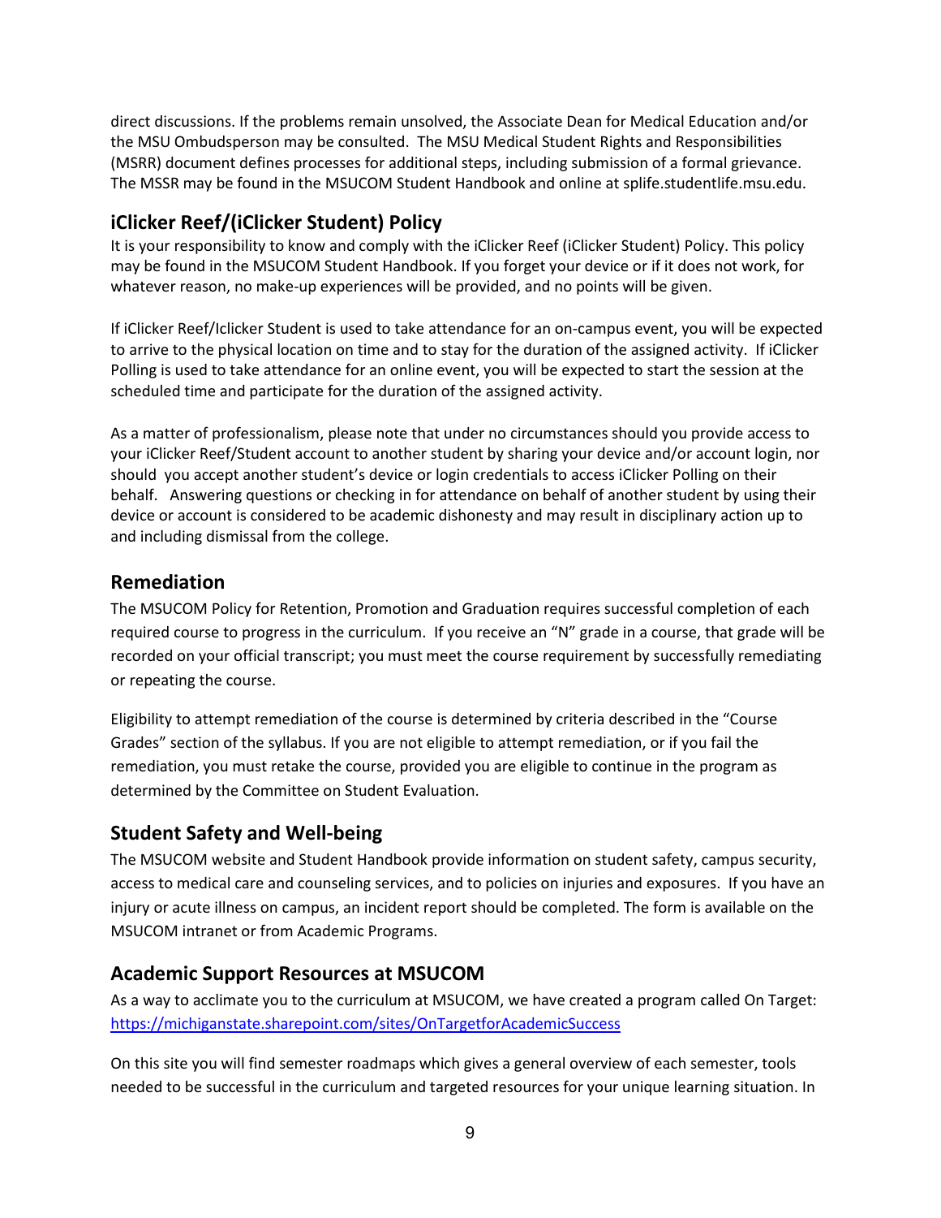direct discussions. If the problems remain unsolved, the Associate Dean for Medical Education and/or the MSU Ombudsperson may be consulted. The MSU Medical Student Rights and Responsibilities (MSRR) document defines processes for additional steps, including submission of a formal grievance. The MSSR may be found in the MSUCOM Student Handbook and online at splife.studentlife.msu.edu.

## iClicker Reef/(iClicker Student) Policy

It is your responsibility to know and comply with the iClicker Reef (iClicker Student) Policy. This policy may be found in the MSUCOM Student Handbook. If you forget your device or if it does not work, for whatever reason, no make-up experiences will be provided, and no points will be given.

If iClicker Reef/Iclicker Student is used to take attendance for an on-campus event, you will be expected to arrive to the physical location on time and to stay for the duration of the assigned activity. If iClicker Polling is used to take attendance for an online event, you will be expected to start the session at the scheduled time and participate for the duration of the assigned activity.

As a matter of professionalism, please note that under no circumstances should you provide access to your iClicker Reef/Student account to another student by sharing your device and/or account login, nor should you accept another student's device or login credentials to access iClicker Polling on their behalf. Answering questions or checking in for attendance on behalf of another student by using their device or account is considered to be academic dishonesty and may result in disciplinary action up to and including dismissal from the college.

## Remediation

The MSUCOM Policy for Retention, Promotion and Graduation requires successful completion of each required course to progress in the curriculum. If you receive an "N" grade in a course, that grade will be recorded on your official transcript; you must meet the course requirement by successfully remediating or repeating the course.

Eligibility to attempt remediation of the course is determined by criteria described in the "Course Grades" section of the syllabus. If you are not eligible to attempt remediation, or if you fail the remediation, you must retake the course, provided you are eligible to continue in the program as determined by the Committee on Student Evaluation.

## Student Safety and Well-being

The MSUCOM website and Student Handbook provide information on student safety, campus security, access to medical care and counseling services, and to policies on injuries and exposures. If you have an injury or acute illness on campus, an incident report should be completed. The form is available on the MSUCOM intranet or from Academic Programs.

## Academic Support Resources at MSUCOM

As a way to acclimate you to the curriculum at MSUCOM, we have created a program called On Target: https://michiganstate.sharepoint.com/sites/OnTargetforAcademicSuccess

On this site you will find semester roadmaps which gives a general overview of each semester, tools needed to be successful in the curriculum and targeted resources for your unique learning situation. In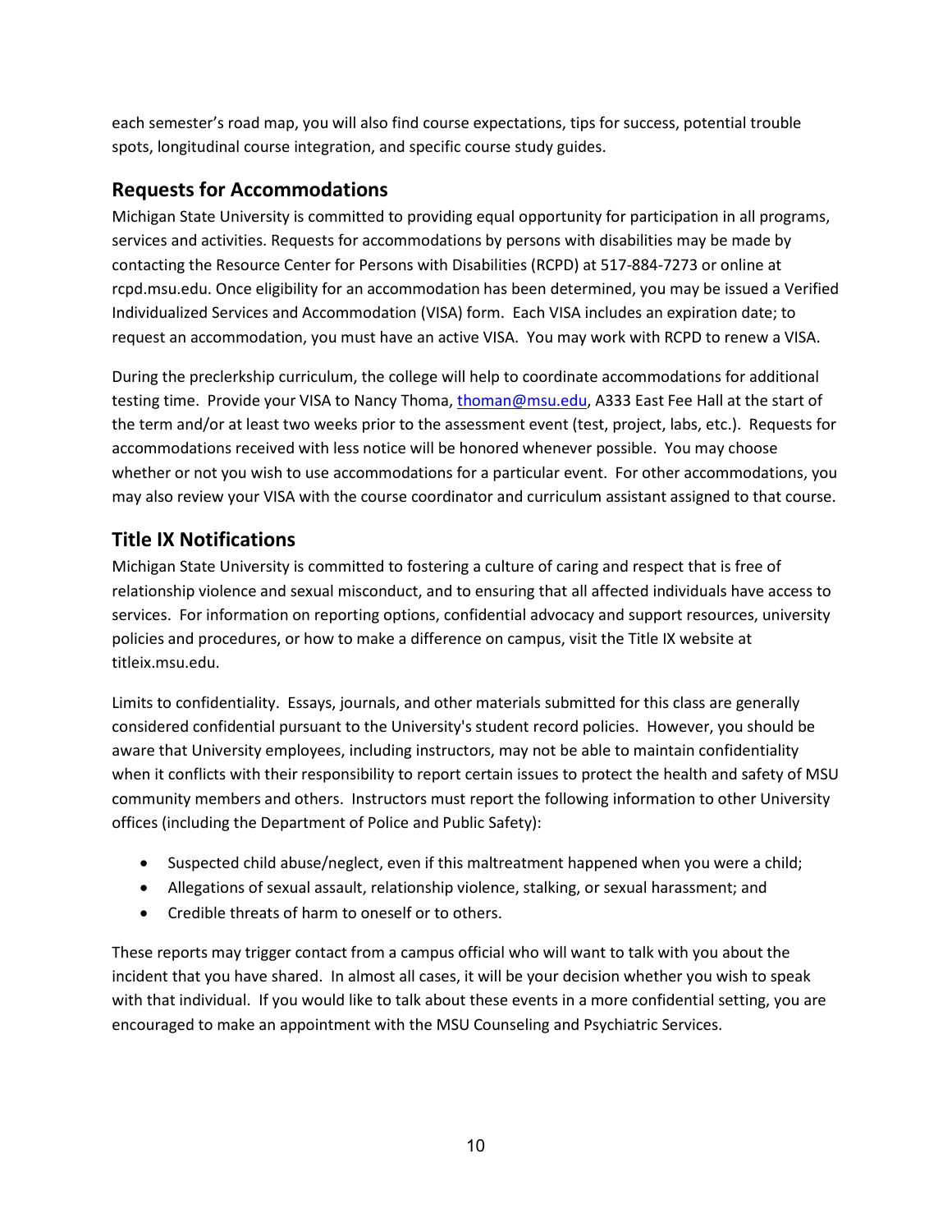each semester's road map, you will also find course expectations, tips for success, potential trouble spots, longitudinal course integration, and specific course study guides.

## Requests for Accommodations

Michigan State University is committed to providing equal opportunity for participation in all programs, services and activities. Requests for accommodations by persons with disabilities may be made by contacting the Resource Center for Persons with Disabilities (RCPD) at 517-884-7273 or online at rcpd.msu.edu. Once eligibility for an accommodation has been determined, you may be issued a Verified Individualized Services and Accommodation (VISA) form. Each VISA includes an expiration date; to request an accommodation, you must have an active VISA. You may work with RCPD to renew a VISA.

During the preclerkship curriculum, the college will help to coordinate accommodations for additional testing time. Provide your VISA to Nancy Thoma, thoman@msu.edu, A333 East Fee Hall at the start of the term and/or at least two weeks prior to the assessment event (test, project, labs, etc.). Requests for accommodations received with less notice will be honored whenever possible. You may choose whether or not you wish to use accommodations for a particular event. For other accommodations, you may also review your VISA with the course coordinator and curriculum assistant assigned to that course.

## Title IX Notifications

Michigan State University is committed to fostering a culture of caring and respect that is free of relationship violence and sexual misconduct, and to ensuring that all affected individuals have access to services. For information on reporting options, confidential advocacy and support resources, university policies and procedures, or how to make a difference on campus, visit the Title IX website at titleix.msu.edu.

Limits to confidentiality. Essays, journals, and other materials submitted for this class are generally considered confidential pursuant to the University's student record policies. However, you should be aware that University employees, including instructors, may not be able to maintain confidentiality when it conflicts with their responsibility to report certain issues to protect the health and safety of MSU community members and others. Instructors must report the following information to other University offices (including the Department of Police and Public Safety):

- Suspected child abuse/neglect, even if this maltreatment happened when you were a child;
- Allegations of sexual assault, relationship violence, stalking, or sexual harassment; and
- Credible threats of harm to oneself or to others.

These reports may trigger contact from a campus official who will want to talk with you about the incident that you have shared. In almost all cases, it will be your decision whether you wish to speak with that individual. If you would like to talk about these events in a more confidential setting, you are encouraged to make an appointment with the MSU Counseling and Psychiatric Services.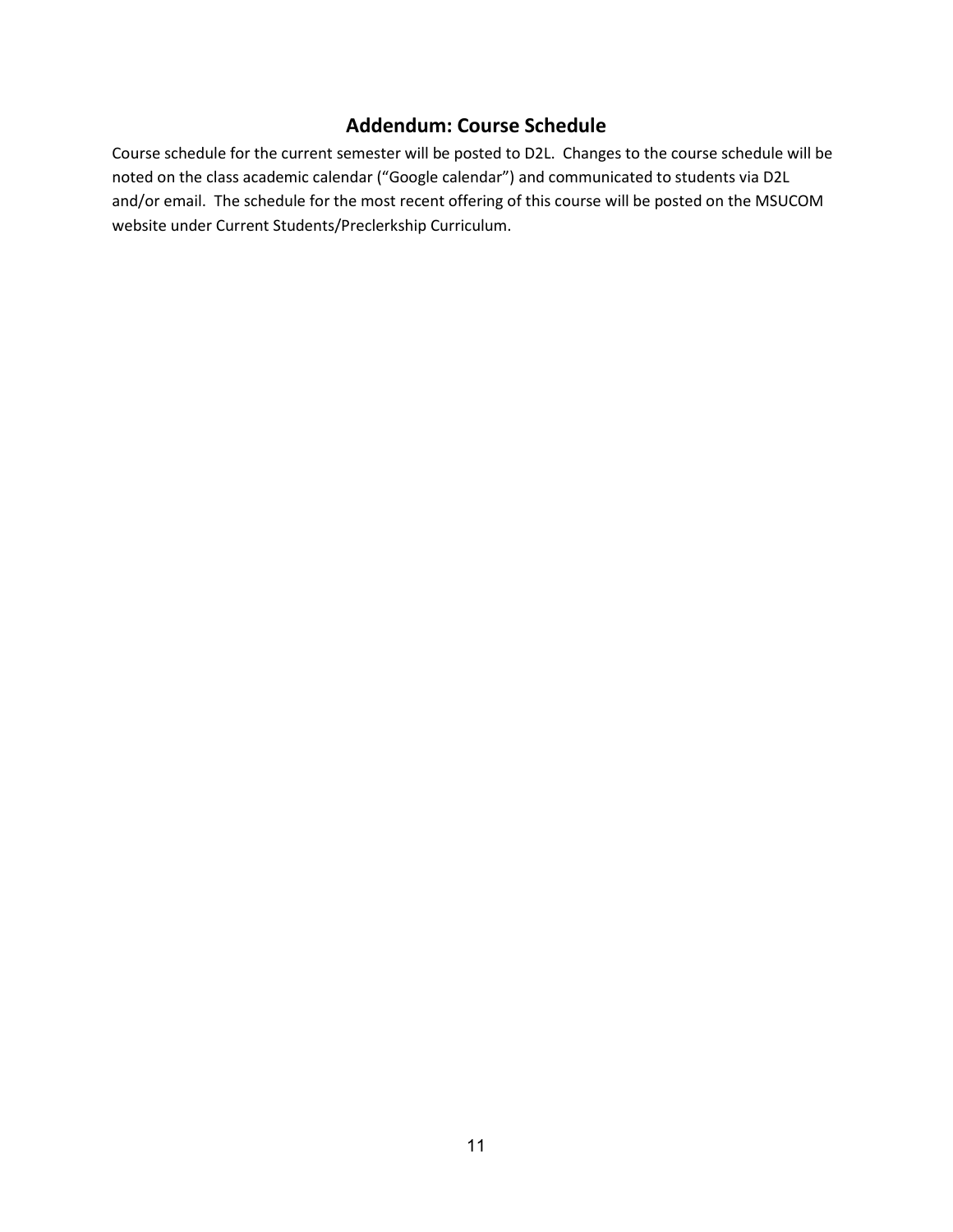## Addendum: Course Schedule

Course schedule for the current semester will be posted to D2L. Changes to the course schedule will be noted on the class academic calendar ("Google calendar") and communicated to students via D2L and/or email. The schedule for the most recent offering of this course will be posted on the MSUCOM website under Current Students/Preclerkship Curriculum.